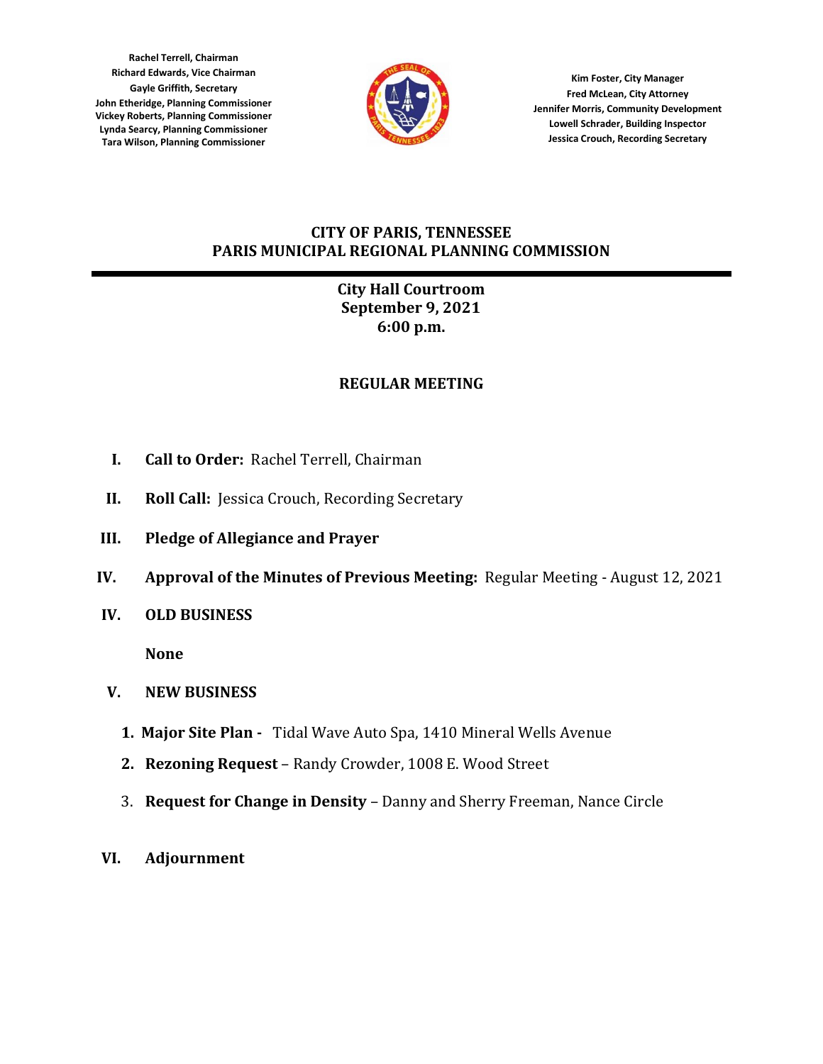Rachel Terrell, Chairman
Richard Edwards, Vice Chairman
Gayle Griffith, Secretary
John Etheridge, Planning Commissioner
Vickey Roberts, Planning Commissioner
Lynda Searcy, Planning Commissioner
Tara Wilson, Planning Commissioner

Kim Foster, City Manager
Fred McLean, City Attorney
Jennifer Morris, Community Development
Lowell Schrader, Building Inspector
Jessica Crouch, Recording Secretary

# CITY OF PARIS, TENNESSEE
# PARIS MUNICIPAL REGIONAL PLANNING COMMISSION

**City Hall Courtroom**
**September 9, 2021**
**6:00 p.m.**

## REGULAR MEETING

I. **Call to Order:** Rachel Terrell, Chairman

II. **Roll Call:** Jessica Crouch, Recording Secretary

III. **Pledge of Allegiance and Prayer**

IV. **Approval of the Minutes of Previous Meeting:** Regular Meeting - August 12, 2021

IV. **OLD BUSINESS**

**None**

V. **NEW BUSINESS**

1. **Major Site Plan -** Tidal Wave Auto Spa, 1410 Mineral Wells Avenue
2. **Rezoning Request** – Randy Crowder, 1008 E. Wood Street
3. **Request for Change in Density** – Danny and Sherry Freeman, Nance Circle

VI. **Adjournment**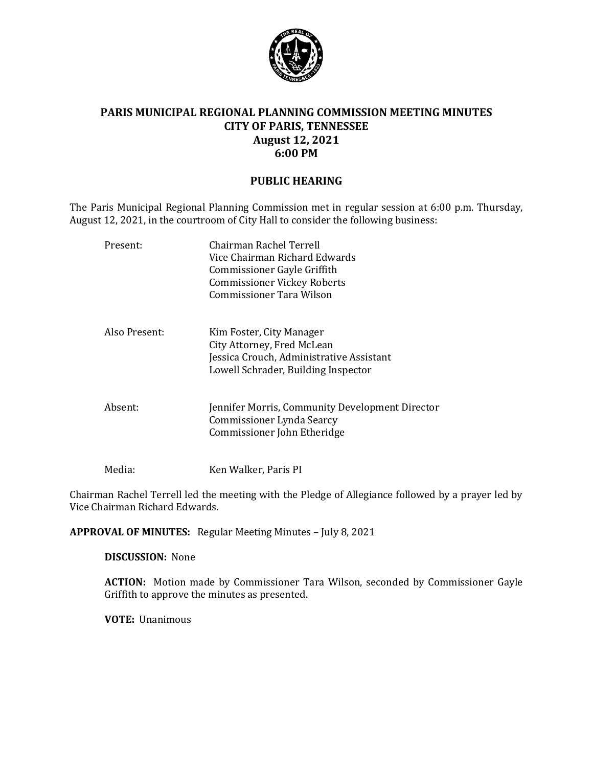# PARIS MUNICIPAL REGIONAL PLANNING COMMISSION MEETING MINUTES
## CITY OF PARIS, TENNESSEE
## August 12, 2021
## 6:00 PM

## PUBLIC HEARING

The Paris Municipal Regional Planning Commission met in regular session at 6:00 p.m. Thursday, August 12, 2021, in the courtroom of City Hall to consider the following business:

| | |
|---|---|
| Present: | Chairman Rachel Terrell<br>Vice Chairman Richard Edwards<br>Commissioner Gayle Griffith<br>Commissioner Vickey Roberts<br>Commissioner Tara Wilson |
| Also Present: | Kim Foster, City Manager<br>City Attorney, Fred McLean<br>Jessica Crouch, Administrative Assistant<br>Lowell Schrader, Building Inspector |
| Absent: | Jennifer Morris, Community Development Director<br>Commissioner Lynda Searcy<br>Commissioner John Etheridge |
| Media: | Ken Walker, Paris PI |

Chairman Rachel Terrell led the meeting with the Pledge of Allegiance followed by a prayer led by Vice Chairman Richard Edwards.

**APPROVAL OF MINUTES:** Regular Meeting Minutes – July 8, 2021

**DISCUSSION:** None

**ACTION:** Motion made by Commissioner Tara Wilson, seconded by Commissioner Gayle Griffith to approve the minutes as presented.

**VOTE:** Unanimous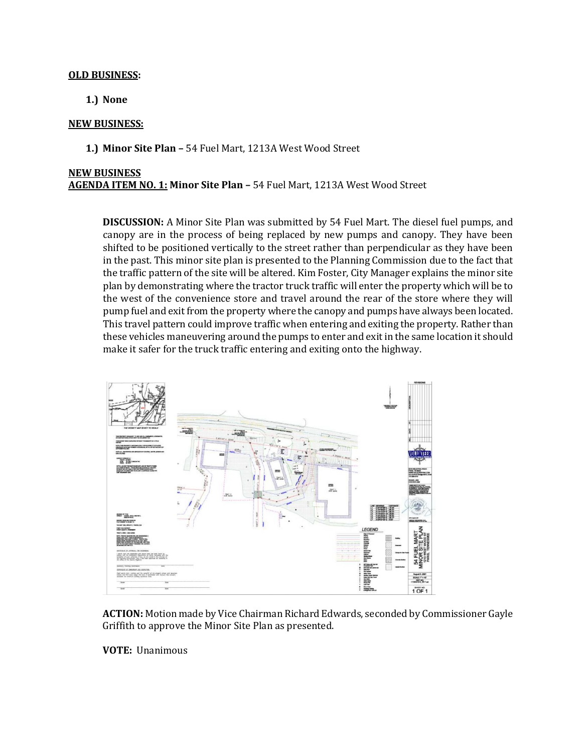**OLD BUSINESS:**

1.) **None**

**NEW BUSINESS:**

1.) **Minor Site Plan –** 54 Fuel Mart, 1213A West Wood Street

**NEW BUSINESS**

**AGENDA ITEM NO. 1: Minor Site Plan –** 54 Fuel Mart, 1213A West Wood Street

**DISCUSSION:** A Minor Site Plan was submitted by 54 Fuel Mart. The diesel fuel pumps, and canopy are in the process of being replaced by new pumps and canopy. They have been shifted to be positioned vertically to the street rather than perpendicular as they have been in the past. This minor site plan is presented to the Planning Commission due to the fact that the traffic pattern of the site will be altered. Kim Foster, City Manager explains the minor site plan by demonstrating where the tractor truck traffic will enter the property which will be to the west of the convenience store and travel around the rear of the store where they will pump fuel and exit from the property where the canopy and pumps have always been located. This travel pattern could improve traffic when entering and exiting the property. Rather than these vehicles maneuvering around the pumps to enter and exit in the same location it should make it safer for the truck traffic entering and exiting onto the highway.

**ACTION:** Motion made by Vice Chairman Richard Edwards, seconded by Commissioner Gayle Griffith to approve the Minor Site Plan as presented.

**VOTE:** Unanimous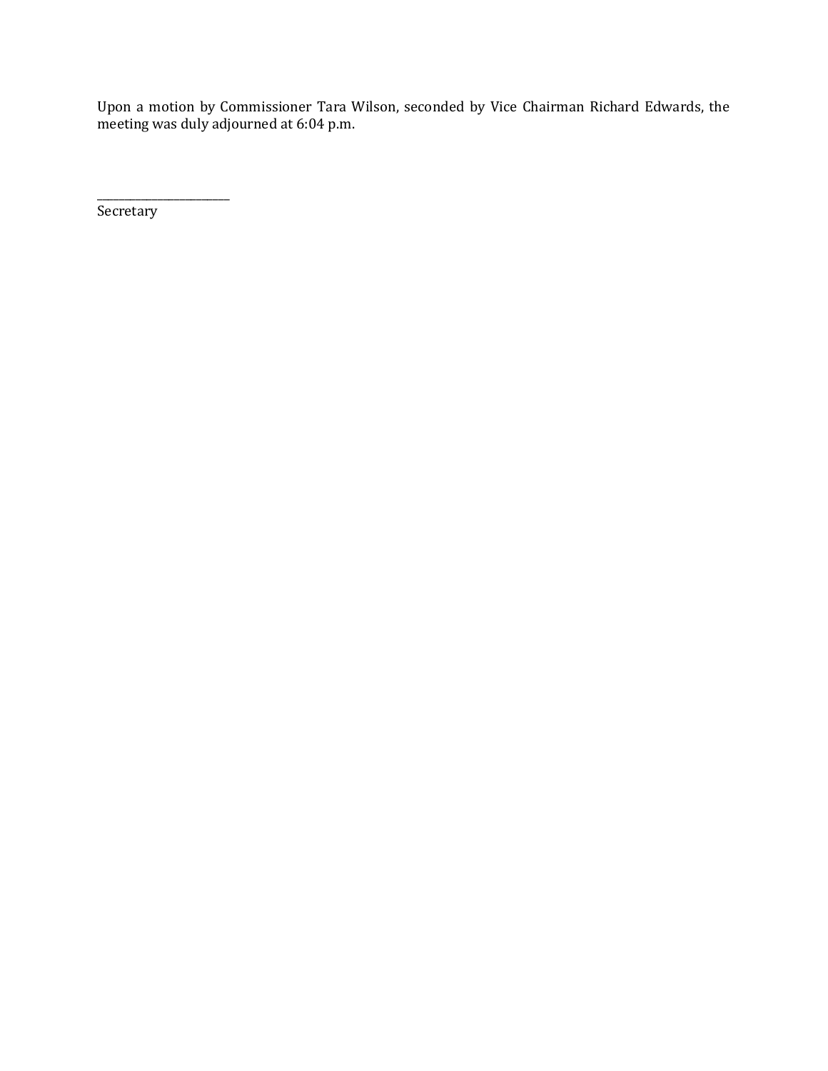Upon a motion by Commissioner Tara Wilson, seconded by Vice Chairman Richard Edwards, the meeting was duly adjourned at 6:04 p.m.

\_\_\_\_\_\_\_\_\_\_\_\_\_\_\_\_\_\_\_\_\_\_\_\_\_

Secretary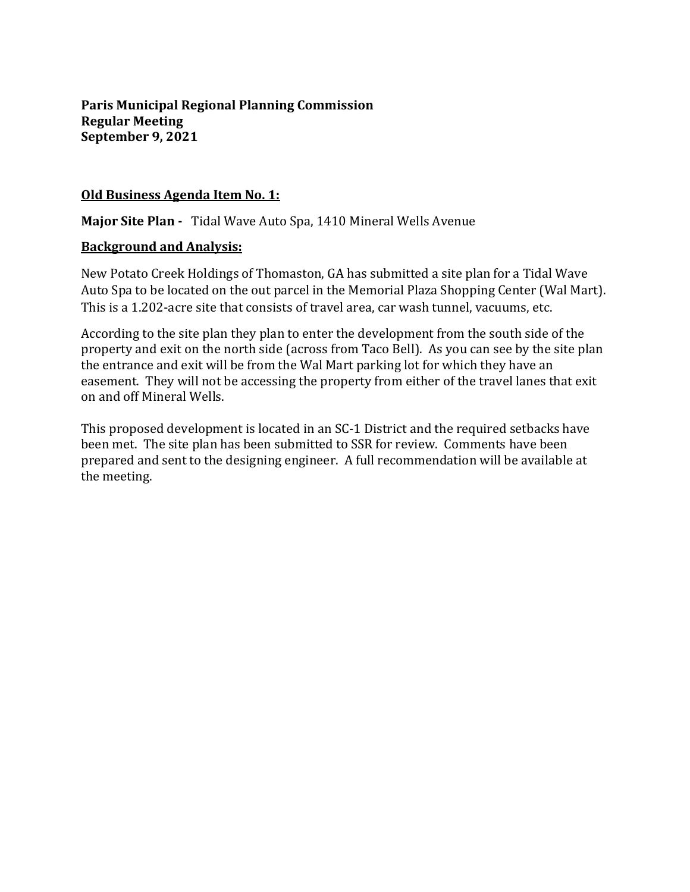**Paris Municipal Regional Planning Commission**
**Regular Meeting**
**September 9, 2021**

**Old Business Agenda Item No. 1:**

**Major Site Plan -** Tidal Wave Auto Spa, 1410 Mineral Wells Avenue

**Background and Analysis:**

New Potato Creek Holdings of Thomaston, GA has submitted a site plan for a Tidal Wave Auto Spa to be located on the out parcel in the Memorial Plaza Shopping Center (Wal Mart). This is a 1.202-acre site that consists of travel area, car wash tunnel, vacuums, etc.

According to the site plan they plan to enter the development from the south side of the property and exit on the north side (across from Taco Bell). As you can see by the site plan the entrance and exit will be from the Wal Mart parking lot for which they have an easement. They will not be accessing the property from either of the travel lanes that exit on and off Mineral Wells.

This proposed development is located in an SC-1 District and the required setbacks have been met. The site plan has been submitted to SSR for review. Comments have been prepared and sent to the designing engineer. A full recommendation will be available at the meeting.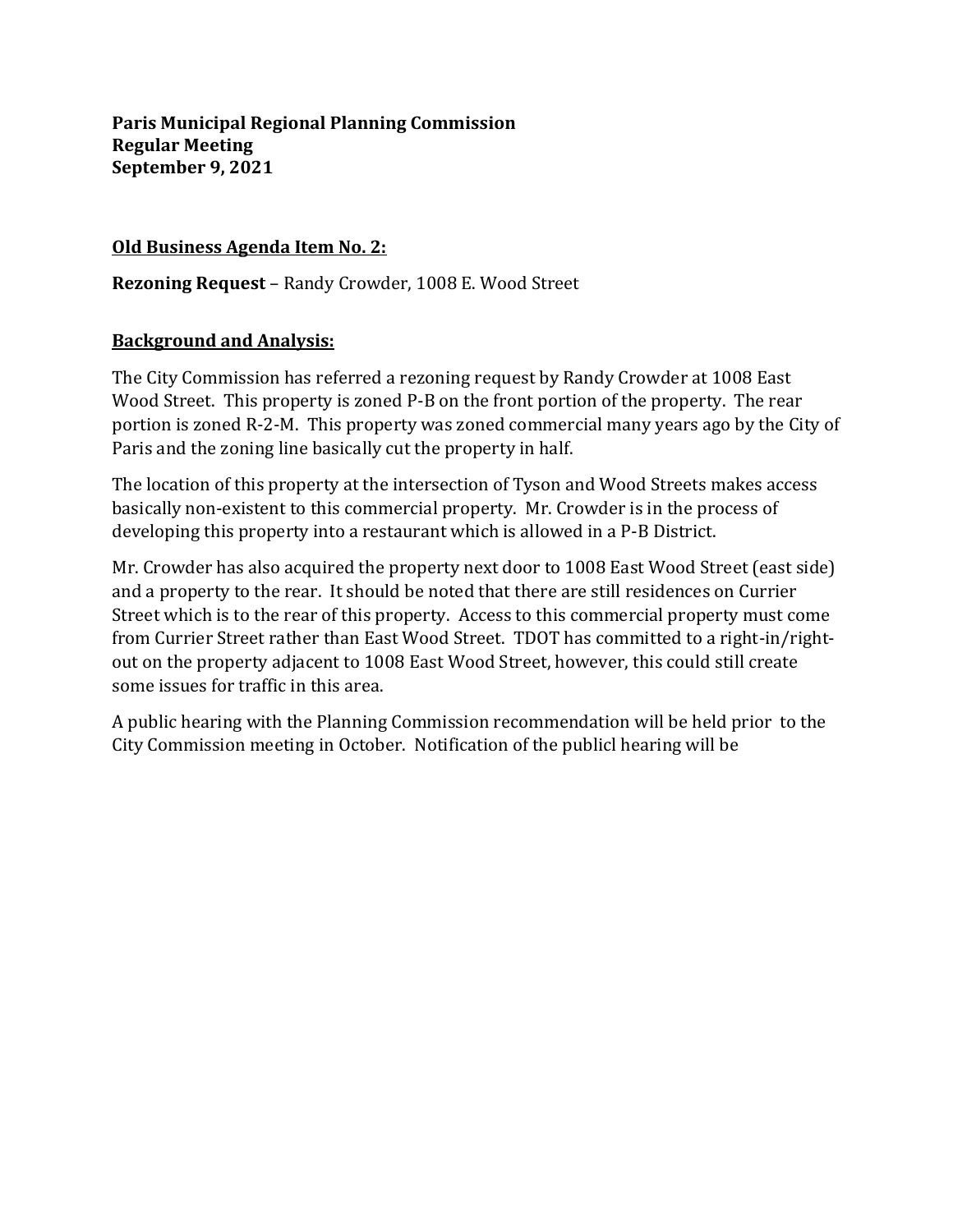**Paris Municipal Regional Planning Commission**
**Regular Meeting**
**September 9, 2021**

**<u>Old Business Agenda Item No. 2:</u>**

**Rezoning Request** – Randy Crowder, 1008 E. Wood Street

**<u>Background and Analysis:</u>**

The City Commission has referred a rezoning request by Randy Crowder at 1008 East Wood Street. This property is zoned P-B on the front portion of the property. The rear portion is zoned R-2-M. This property was zoned commercial many years ago by the City of Paris and the zoning line basically cut the property in half.

The location of this property at the intersection of Tyson and Wood Streets makes access basically non-existent to this commercial property. Mr. Crowder is in the process of developing this property into a restaurant which is allowed in a P-B District.

Mr. Crowder has also acquired the property next door to 1008 East Wood Street (east side) and a property to the rear. It should be noted that there are still residences on Currier Street which is to the rear of this property. Access to this commercial property must come from Currier Street rather than East Wood Street. TDOT has committed to a right-in/right-out on the property adjacent to 1008 East Wood Street, however, this could still create some issues for traffic in this area.

A public hearing with the Planning Commission recommendation will be held prior to the City Commission meeting in October. Notification of the publicl hearing will be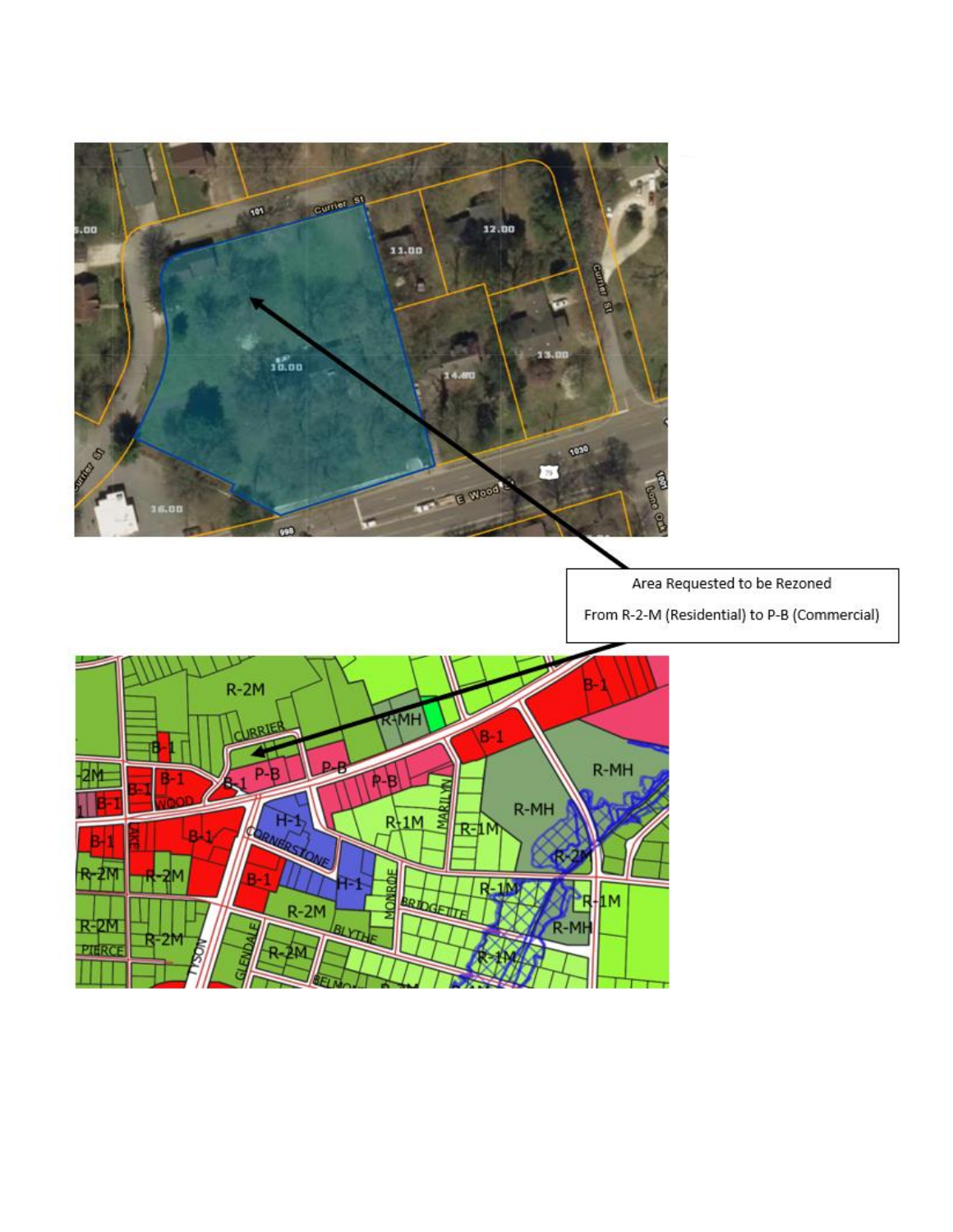Area Requested to be Rezoned

From R-2-M (Residential) to P-B (Commercial)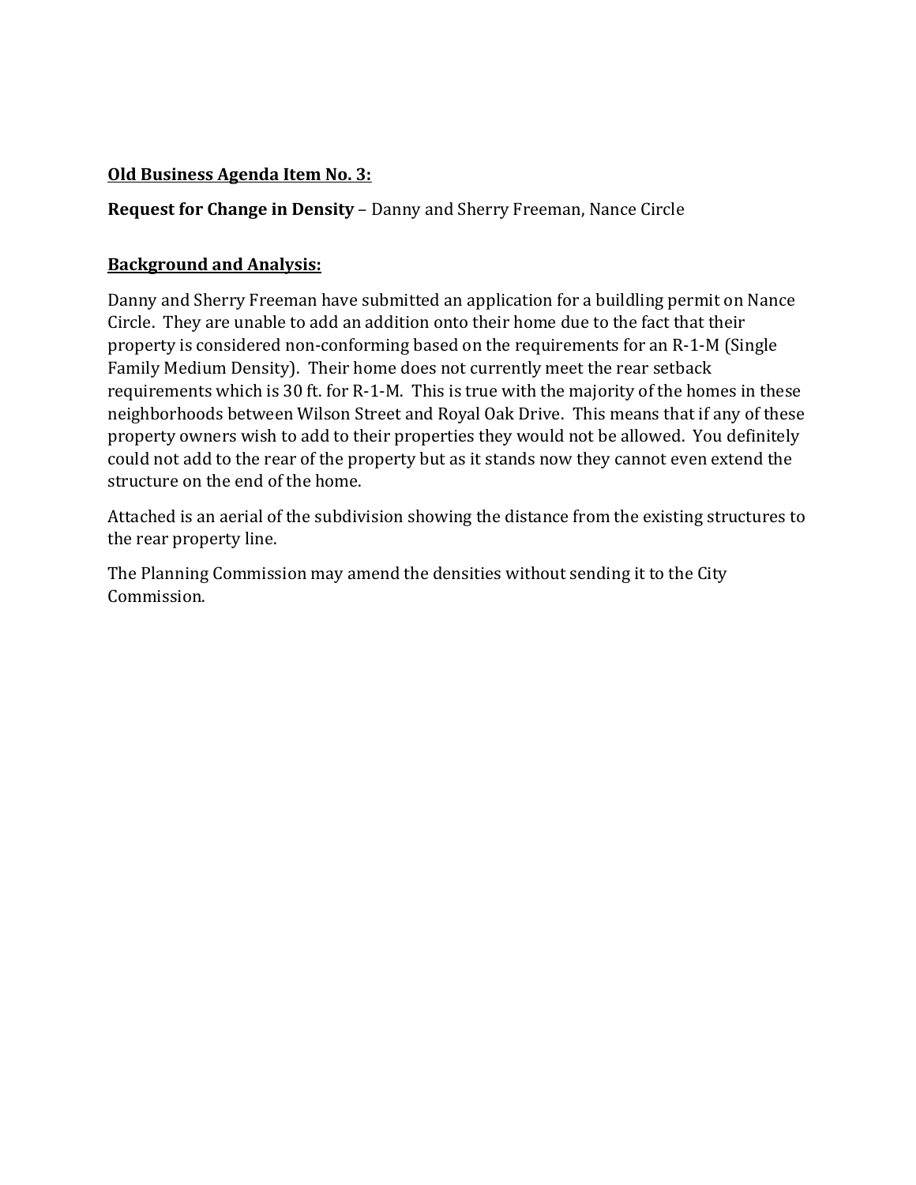**Old Business Agenda Item No. 3:**

**Request for Change in Density** – Danny and Sherry Freeman, Nance Circle

**Background and Analysis:**

Danny and Sherry Freeman have submitted an application for a buildling permit on Nance Circle. They are unable to add an addition onto their home due to the fact that their property is considered non-conforming based on the requirements for an R-1-M (Single Family Medium Density). Their home does not currently meet the rear setback requirements which is 30 ft. for R-1-M. This is true with the majority of the homes in these neighborhoods between Wilson Street and Royal Oak Drive. This means that if any of these property owners wish to add to their properties they would not be allowed. You definitely could not add to the rear of the property but as it stands now they cannot even extend the structure on the end of the home.

Attached is an aerial of the subdivision showing the distance from the existing structures to the rear property line.

The Planning Commission may amend the densities without sending it to the City Commission.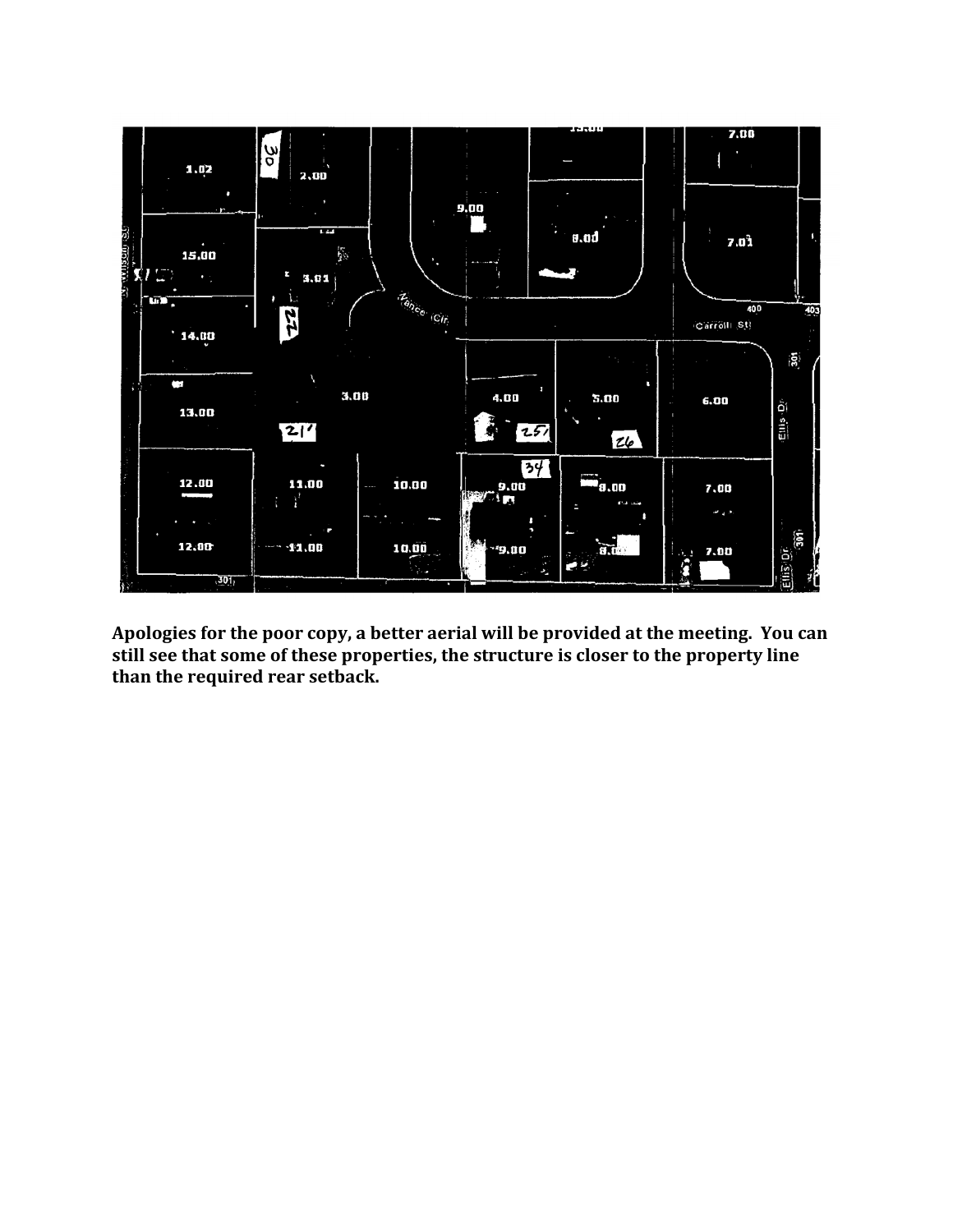Apologies for the poor copy, a better aerial will be provided at the meeting. You can still see that some of these properties, the structure is closer to the property line than the required rear setback.